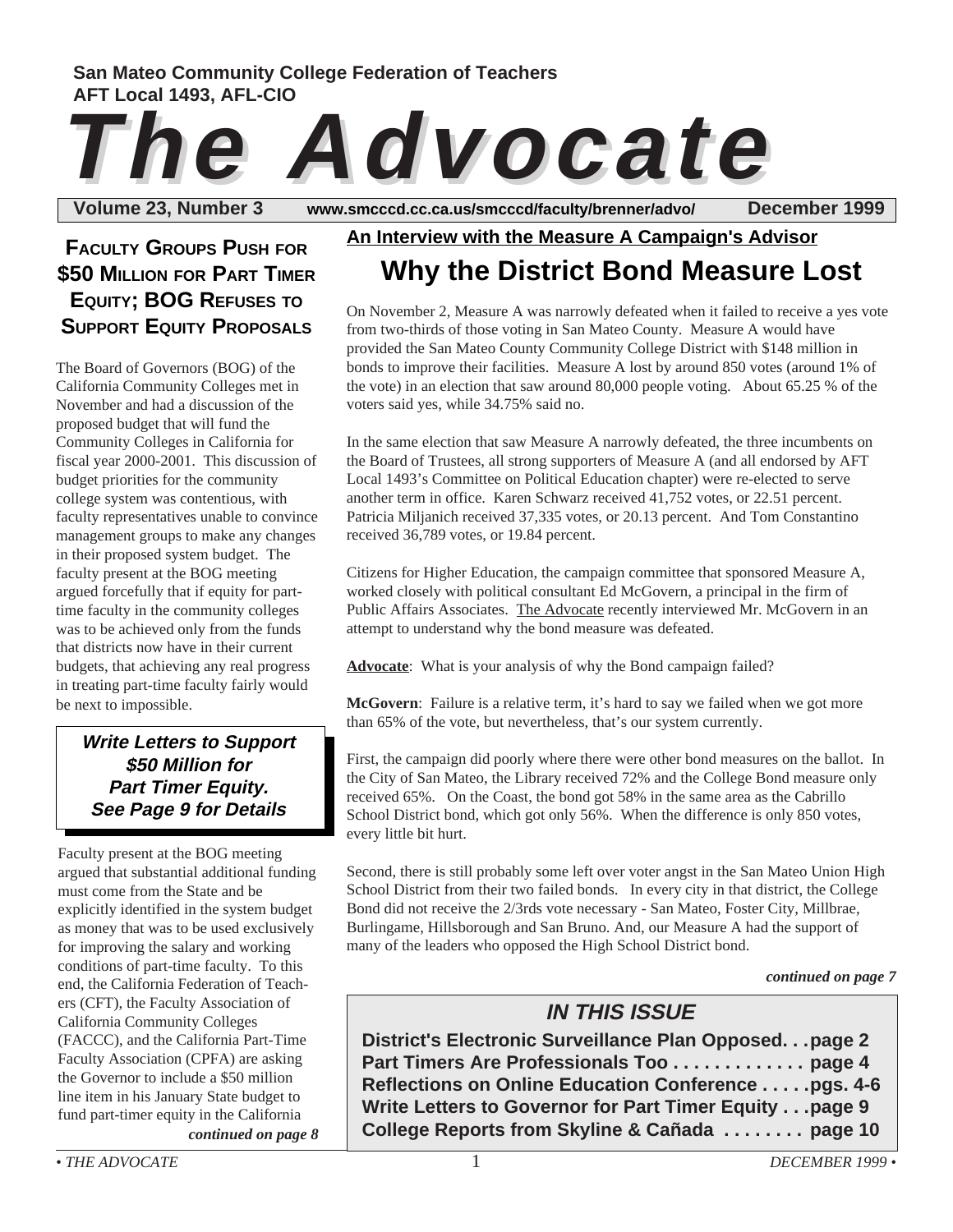San Mateo Community College Federation of Teachers
AFT Local 1493, AFL-CIO

# The Advocate

Volume 23, Number 3 www.smcccd.cc.ca.us/smcccd/faculty/brenner/advo/ December 1999

## Faculty Groups Push for $50 Million for Part Timer Equity; BOG Refuses to Support Equity Proposals

The Board of Governors (BOG) of the California Community Colleges met in November and had a discussion of the proposed budget that will fund the Community Colleges in California for fiscal year 2000-2001. This discussion of budget priorities for the community college system was contentious, with faculty representatives unable to convince management groups to make any changes in their proposed system budget. The faculty present at the BOG meeting argued forcefully that if equity for part-time faculty in the community colleges was to be achieved only from the funds that districts now have in their current budgets, that achieving any real progress in treating part-time faculty fairly would be next to impossible.

> ***Write Letters to Support $50 Million for Part Timer Equity. See Page 9 for Details***

Faculty present at the BOG meeting argued that substantial additional funding must come from the State and be explicitly identified in the system budget as money that was to be used exclusively for improving the salary and working conditions of part-time faculty. To this end, the California Federation of Teachers (CFT), the Faculty Association of California Community Colleges (FACCC), and the California Part-Time Faculty Association (CPFA) are asking the Governor to include a $50 million line item in his January State budget to fund part-timer equity in the California

*continued on page 8*

### An Interview with the Measure A Campaign's Advisor

## Why the District Bond Measure Lost

On November 2, Measure A was narrowly defeated when it failed to receive a yes vote from two-thirds of those voting in San Mateo County. Measure A would have provided the San Mateo County Community College District with $148 million in bonds to improve their facilities. Measure A lost by around 850 votes (around 1% of the vote) in an election that saw around 80,000 people voting. About 65.25 % of the voters said yes, while 34.75% said no.

In the same election that saw Measure A narrowly defeated, the three incumbents on the Board of Trustees, all strong supporters of Measure A (and all endorsed by AFT Local 1493's Committee on Political Education chapter) were re-elected to serve another term in office. Karen Schwarz received 41,752 votes, or 22.51 percent. Patricia Miljanich received 37,335 votes, or 20.13 percent. And Tom Constantino received 36,789 votes, or 19.84 percent.

Citizens for Higher Education, the campaign committee that sponsored Measure A, worked closely with political consultant Ed McGovern, a principal in the firm of Public Affairs Associates. The Advocate recently interviewed Mr. McGovern in an attempt to understand why the bond measure was defeated.

**Advocate**: What is your analysis of why the Bond campaign failed?

**McGovern**: Failure is a relative term, it's hard to say we failed when we got more than 65% of the vote, but nevertheless, that's our system currently.

First, the campaign did poorly where there were other bond measures on the ballot. In the City of San Mateo, the Library received 72% and the College Bond measure only received 65%. On the Coast, the bond got 58% in the same area as the Cabrillo School District bond, which got only 56%. When the difference is only 850 votes, every little bit hurt.

Second, there is still probably some left over voter angst in the San Mateo Union High School District from their two failed bonds. In every city in that district, the College Bond did not receive the 2/3rds vote necessary - San Mateo, Foster City, Millbrae, Burlingame, Hillsborough and San Bruno. And, our Measure A had the support of many of the leaders who opposed the High School District bond.

*continued on page 7*

### IN THIS ISSUE

- **District's Electronic Surveillance Plan Opposed. . .page 2**
- **Part Timers Are Professionals Too . . . . . . . . . . . . page 4**
- **Reflections on Online Education Conference . . . . .pgs. 4-6**
- **Write Letters to Governor for Part Timer Equity . . .page 9**
- **College Reports from Skyline & Cañada . . . . . . . . page 10**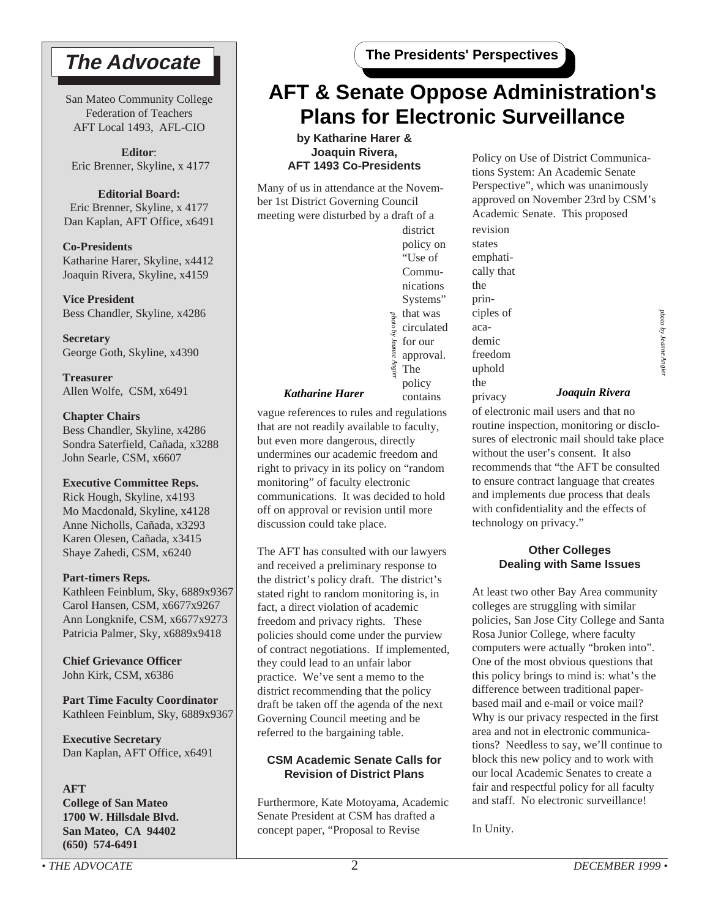# The Advocate

San Mateo Community College Federation of Teachers
AFT Local 1493, AFL-CIO

**Editor**:
Eric Brenner, Skyline, x 4177

**Editorial Board:**
Eric Brenner, Skyline, x 4177
Dan Kaplan, AFT Office, x6491

**Co-Presidents**
Katharine Harer, Skyline, x4412
Joaquin Rivera, Skyline, x4159

**Vice President**
Bess Chandler, Skyline, x4286

**Secretary**
George Goth, Skyline, x4390

**Treasurer**
Allen Wolfe, CSM, x6491

**Chapter Chairs**
Bess Chandler, Skyline, x4286
Sondra Saterfield, Cañada, x3288
John Searle, CSM, x6607

**Executive Committee Reps.**
Rick Hough, Skyline, x4193
Mo Macdonald, Skyline, x4128
Anne Nicholls, Cañada, x3293
Karen Olesen, Cañada, x3415
Shaye Zahedi, CSM, x6240

**Part-timers Reps.**
Kathleen Feinblum, Sky, 6889x9367
Carol Hansen, CSM, x6677x9267
Ann Longknife, CSM, x6677x9273
Patricia Palmer, Sky, x6889x9418

**Chief Grievance Officer**
John Kirk, CSM, x6386

**Part Time Faculty Coordinator**
Kathleen Feinblum, Sky, 6889x9367

**Executive Secretary**
Dan Kaplan, AFT Office, x6491

**AFT**
**College of San Mateo**
**1700 W. Hillsdale Blvd.**
**San Mateo, CA 94402**
**(650) 574-6491**

**The Presidents' Perspectives**

# AFT & Senate Oppose Administration's Plans for Electronic Surveillance

**by Katharine Harer & Joaquin Rivera, AFT 1493 Co-Presidents**

*photo by Jeanne Angier*

***Katharine Harer***

Many of us in attendance at the November 1st District Governing Council meeting were disturbed by a draft of a district policy on "Use of Communications Systems" that was circulated for our approval. The policy contains vague references to rules and regulations that are not readily available to faculty, but even more dangerous, directly undermines our academic freedom and right to privacy in its policy on "random monitoring" of faculty electronic communications. It was decided to hold off on approval or revision until more discussion could take place.

The AFT has consulted with our lawyers and received a preliminary response to the district's policy draft. The district's stated right to random monitoring is, in fact, a direct violation of academic freedom and privacy rights. These policies should come under the purview of contract negotiations. If implemented, they could lead to an unfair labor practice. We've sent a memo to the district recommending that the policy draft be taken off the agenda of the next Governing Council meeting and be referred to the bargaining table.

### CSM Academic Senate Calls for Revision of District Plans

Furthermore, Kate Motoyama, Academic Senate President at CSM has drafted a concept paper, "Proposal to Revise Policy on Use of District Communications System: An Academic Senate Perspective", which was unanimously approved on November 23rd by CSM's Academic Senate. This proposed revision states emphatically that the principles of academic freedom uphold the privacy of electronic mail users and that no routine inspection, monitoring or disclosures of electronic mail should take place without the user's consent. It also recommends that "the AFT be consulted to ensure contract language that creates and implements due process that deals with confidentiality and the effects of technology on privacy."

*photo by Jeanne Angier*

***Joaquin Rivera***

### Other Colleges Dealing with Same Issues

At least two other Bay Area community colleges are struggling with similar policies, San Jose City College and Santa Rosa Junior College, where faculty computers were actually "broken into". One of the most obvious questions that this policy brings to mind is: what's the difference between traditional paper-based mail and e-mail or voice mail? Why is our privacy respected in the first area and not in electronic communications? Needless to say, we'll continue to block this new policy and to work with our local Academic Senates to create a fair and respectful policy for all faculty and staff. No electronic surveillance!

In Unity.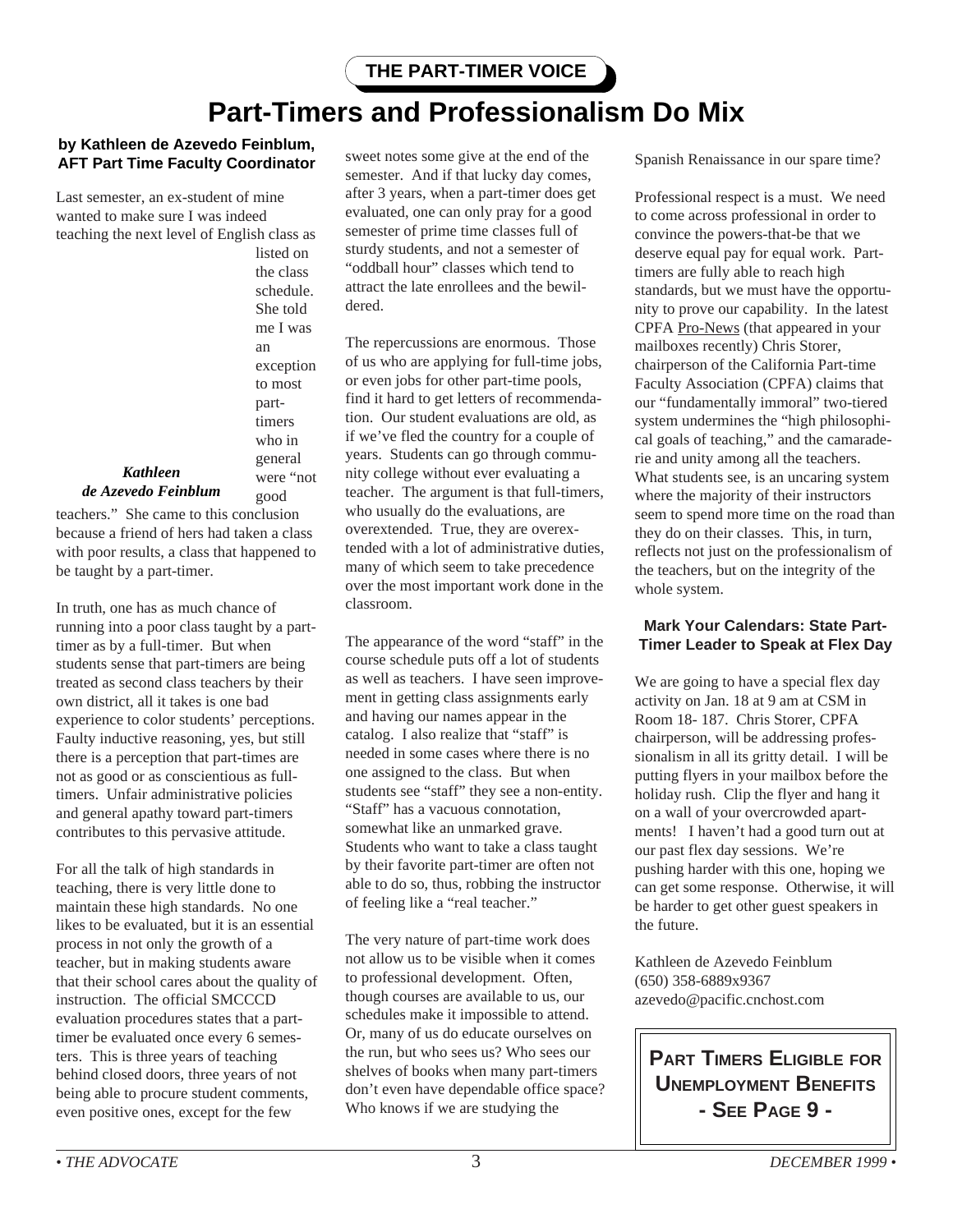**THE PART-TIMER VOICE**

# Part-Timers and Professionalism Do Mix

**by Kathleen de Azevedo Feinblum, AFT Part Time Faculty Coordinator**

Last semester, an ex-student of mine wanted to make sure I was indeed teaching the next level of English class as listed on the class schedule. She told me I was an exception to most part-timers who in general were "not good teachers." She came to this conclusion because a friend of hers had taken a class with poor results, a class that happened to be taught by a part-timer.

***Kathleen de Azevedo Feinblum***

In truth, one has as much chance of running into a poor class taught by a part-timer as by a full-timer. But when students sense that part-timers are being treated as second class teachers by their own district, all it takes is one bad experience to color students' perceptions. Faulty inductive reasoning, yes, but still there is a perception that part-times are not as good or as conscientious as full-timers. Unfair administrative policies and general apathy toward part-timers contributes to this pervasive attitude.

For all the talk of high standards in teaching, there is very little done to maintain these high standards. No one likes to be evaluated, but it is an essential process in not only the growth of a teacher, but in making students aware that their school cares about the quality of instruction. The official SMCCCD evaluation procedures states that a part-timer be evaluated once every 6 semesters. This is three years of teaching behind closed doors, three years of not being able to procure student comments, even positive ones, except for the few sweet notes some give at the end of the semester. And if that lucky day comes, after 3 years, when a part-timer does get evaluated, one can only pray for a good semester of prime time classes full of sturdy students, and not a semester of "oddball hour" classes which tend to attract the late enrollees and the bewildered.

The repercussions are enormous. Those of us who are applying for full-time jobs, or even jobs for other part-time pools, find it hard to get letters of recommendation. Our student evaluations are old, as if we've fled the country for a couple of years. Students can go through community college without ever evaluating a teacher. The argument is that full-timers, who usually do the evaluations, are overextended. True, they are overextended with a lot of administrative duties, many of which seem to take precedence over the most important work done in the classroom.

The appearance of the word "staff" in the course schedule puts off a lot of students as well as teachers. I have seen improvement in getting class assignments early and having our names appear in the catalog. I also realize that "staff" is needed in some cases where there is no one assigned to the class. But when students see "staff" they see a non-entity. "Staff" has a vacuous connotation, somewhat like an unmarked grave. Students who want to take a class taught by their favorite part-timer are often not able to do so, thus, robbing the instructor of feeling like a "real teacher."

The very nature of part-time work does not allow us to be visible when it comes to professional development. Often, though courses are available to us, our schedules make it impossible to attend. Or, many of us do educate ourselves on the run, but who sees us? Who sees our shelves of books when many part-timers don't even have dependable office space? Who knows if we are studying the Spanish Renaissance in our spare time?

Professional respect is a must. We need to come across professional in order to convince the powers-that-be that we deserve equal pay for equal work. Part-timers are fully able to reach high standards, but we must have the opportunity to prove our capability. In the latest CPFA Pro-News (that appeared in your mailboxes recently) Chris Storer, chairperson of the California Part-time Faculty Association (CPFA) claims that our "fundamentally immoral" two-tiered system undermines the "high philosophical goals of teaching," and the camaraderie and unity among all the teachers. What students see, is an uncaring system where the majority of their instructors seem to spend more time on the road than they do on their classes. This, in turn, reflects not just on the professionalism of the teachers, but on the integrity of the whole system.

### Mark Your Calendars: State Part-Timer Leader to Speak at Flex Day

We are going to have a special flex day activity on Jan. 18 at 9 am at CSM in Room 18- 187. Chris Storer, CPFA chairperson, will be addressing professionalism in all its gritty detail. I will be putting flyers in your mailbox before the holiday rush. Clip the flyer and hang it on a wall of your overcrowded apartments! I haven't had a good turn out at our past flex day sessions. We're pushing harder with this one, hoping we can get some response. Otherwise, it will be harder to get other guest speakers in the future.

Kathleen de Azevedo Feinblum
(650) 358-6889x9367
azevedo@pacific.cnchost.com

**PART TIMERS ELIGIBLE FOR UNEMPLOYMENT BENEFITS - SEE PAGE 9 -**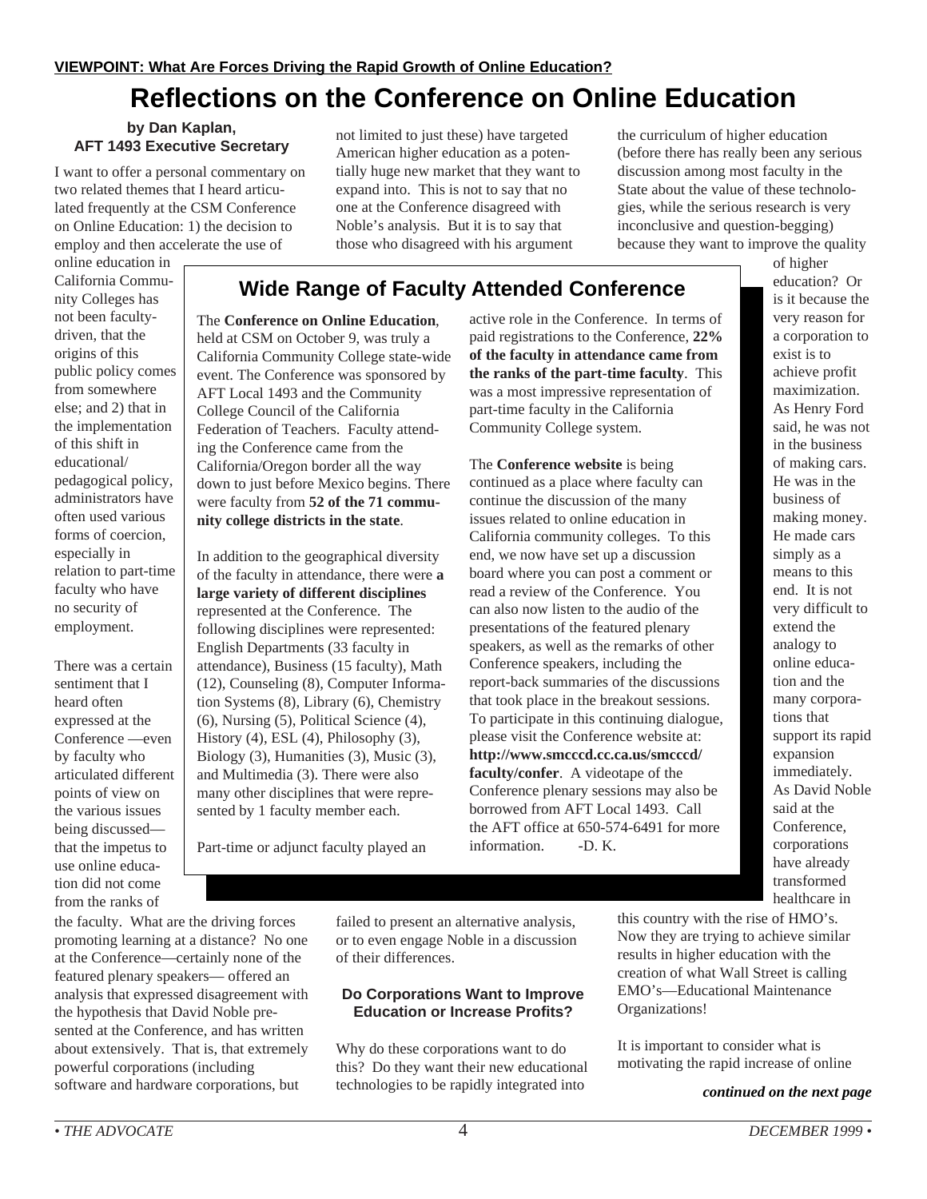**VIEWPOINT: What Are Forces Driving the Rapid Growth of Online Education?**

# Reflections on the Conference on Online Education

**by Dan Kaplan, AFT 1493 Executive Secretary**

I want to offer a personal commentary on two related themes that I heard articulated frequently at the CSM Conference on Online Education: 1) the decision to employ and then accelerate the use of online education in California Community Colleges has not been faculty-driven, that the origins of this public policy comes from somewhere else; and 2) that in the implementation of this shift in educational/pedagogical policy, administrators have often used various forms of coercion, especially in relation to part-time faculty who have no security of employment.

There was a certain sentiment that I heard often expressed at the Conference —even by faculty who articulated different points of view on the various issues being discussed—that the impetus to use online education did not come from the ranks of the faculty. What are the driving forces promoting learning at a distance? No one at the Conference—certainly none of the featured plenary speakers— offered an analysis that expressed disagreement with the hypothesis that David Noble presented at the Conference, and has written about extensively. That is, that extremely powerful corporations (including software and hardware corporations, but not limited to just these) have targeted American higher education as a potentially huge new market that they want to expand into. This is not to say that no one at the Conference disagreed with Noble's analysis. But it is to say that those who disagreed with his argument failed to present an alternative analysis, or to even engage Noble in a discussion of their differences.

## Do Corporations Want to Improve Education or Increase Profits?

Why do these corporations want to do this? Do they want their new educational technologies to be rapidly integrated into the curriculum of higher education (before there has really been any serious discussion among most faculty in the State about the value of these technologies, while the serious research is very inconclusive and question-begging) because they want to improve the quality of higher education? Or is it because the very reason for a corporation to exist is to achieve profit maximization. As Henry Ford said, he was not in the business of making cars. He was in the business of making money. He made cars simply as a means to this end. It is not very difficult to extend the analogy to online education and the many corporations that support its rapid expansion immediately. As David Noble said at the Conference, corporations have already transformed healthcare in this country with the rise of HMO's. Now they are trying to achieve similar results in higher education with the creation of what Wall Street is calling EMO's—Educational Maintenance Organizations!

It is important to consider what is motivating the rapid increase of online

*continued on the next page*

## Wide Range of Faculty Attended Conference

The **Conference on Online Education**, held at CSM on October 9, was truly a California Community College state-wide event. The Conference was sponsored by AFT Local 1493 and the Community College Council of the California Federation of Teachers. Faculty attending the Conference came from the California/Oregon border all the way down to just before Mexico begins. There were faculty from **52 of the 71 community college districts in the state**.

In addition to the geographical diversity of the faculty in attendance, there were **a large variety of different disciplines** represented at the Conference. The following disciplines were represented: English Departments (33 faculty in attendance), Business (15 faculty), Math (12), Counseling (8), Computer Information Systems (8), Library (6), Chemistry (6), Nursing (5), Political Science (4), History (4), ESL (4), Philosophy (3), Biology (3), Humanities (3), Music (3), and Multimedia (3). There were also many other disciplines that were represented by 1 faculty member each.

Part-time or adjunct faculty played an active role in the Conference. In terms of paid registrations to the Conference, **22% of the faculty in attendance came from the ranks of the part-time faculty**. This was a most impressive representation of part-time faculty in the California Community College system.

The **Conference website** is being continued as a place where faculty can continue the discussion of the many issues related to online education in California community colleges. To this end, we now have set up a discussion board where you can post a comment or read a review of the Conference. You can also now listen to the audio of the presentations of the featured plenary speakers, as well as the remarks of other Conference speakers, including the report-back summaries of the discussions that took place in the breakout sessions. To participate in this continuing dialogue, please visit the Conference website at: **http://www.smcccd.cc.ca.us/smcccd/faculty/confer**. A videotape of the Conference plenary sessions may also be borrowed from AFT Local 1493. Call the AFT office at 650-574-6491 for more information. -D. K.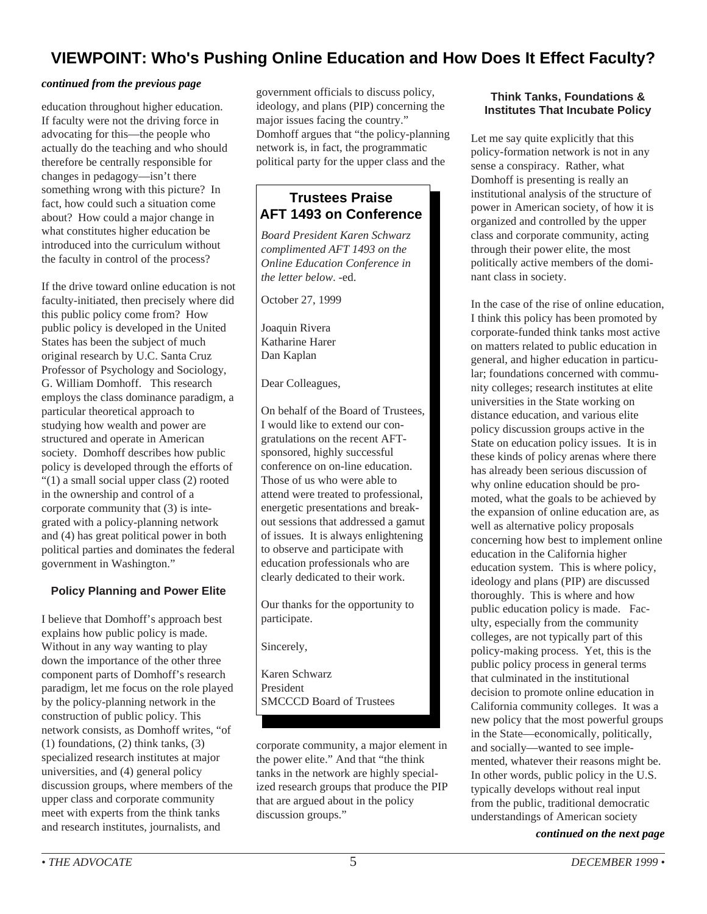# VIEWPOINT: Who's Pushing Online Education and How Does It Effect Faculty?

***continued from the previous page***

education throughout higher education. If faculty were not the driving force in advocating for this—the people who actually do the teaching and who should therefore be centrally responsible for changes in pedagogy—isn't there something wrong with this picture? In fact, how could such a situation come about? How could a major change in what constitutes higher education be introduced into the curriculum without the faculty in control of the process?

If the drive toward online education is not faculty-initiated, then precisely where did this public policy come from? How public policy is developed in the United States has been the subject of much original research by U.C. Santa Cruz Professor of Psychology and Sociology, G. William Domhoff. This research employs the class dominance paradigm, a particular theoretical approach to studying how wealth and power are structured and operate in American society. Domhoff describes how public policy is developed through the efforts of "(1) a small social upper class (2) rooted in the ownership and control of a corporate community that (3) is integrated with a policy-planning network and (4) has great political power in both political parties and dominates the federal government in Washington."

### Policy Planning and Power Elite

I believe that Domhoff's approach best explains how public policy is made. Without in any way wanting to play down the importance of the other three component parts of Domhoff's research paradigm, let me focus on the role played by the policy-planning network in the construction of public policy. This network consists, as Domhoff writes, "of (1) foundations, (2) think tanks, (3) specialized research institutes at major universities, and (4) general policy discussion groups, where members of the upper class and corporate community meet with experts from the think tanks and research institutes, journalists, and government officials to discuss policy, ideology, and plans (PIP) concerning the major issues facing the country." Domhoff argues that "the policy-planning network is, in fact, the programmatic political party for the upper class and the corporate community, a major element in the power elite." And that "the think tanks in the network are highly specialized research groups that produce the PIP that are argued about in the policy discussion groups."

### Think Tanks, Foundations & Institutes That Incubate Policy

Let me say quite explicitly that this policy-formation network is not in any sense a conspiracy. Rather, what Domhoff is presenting is really an institutional analysis of the structure of power in American society, of how it is organized and controlled by the upper class and corporate community, acting through their power elite, the most politically active members of the dominant class in society.

In the case of the rise of online education, I think this policy has been promoted by corporate-funded think tanks most active on matters related to public education in general, and higher education in particular; foundations concerned with community colleges; research institutes at elite universities in the State working on distance education, and various elite policy discussion groups active in the State on education policy issues. It is in these kinds of policy arenas where there has already been serious discussion of why online education should be promoted, what the goals to be achieved by the expansion of online education are, as well as alternative policy proposals concerning how best to implement online education in the California higher education system. This is where policy, ideology and plans (PIP) are discussed thoroughly. This is where and how public education policy is made. Faculty, especially from the community colleges, are not typically part of this policy-making process. Yet, this is the public policy process in general terms that culminated in the institutional decision to promote online education in California community colleges. It was a new policy that the most powerful groups in the State—economically, politically, and socially—wanted to see implemented, whatever their reasons might be. In other words, public policy in the U.S. typically develops without real input from the public, traditional democratic understandings of American society

***continued on the next page***

---

## Trustees Praise AFT 1493 on Conference

*Board President Karen Schwarz complimented AFT 1493 on the Online Education Conference in the letter below.* -ed.

October 27, 1999

Joaquin Rivera
Katharine Harer
Dan Kaplan

Dear Colleagues,

On behalf of the Board of Trustees, I would like to extend our congratulations on the recent AFT-sponsored, highly successful conference on on-line education. Those of us who were able to attend were treated to professional, energetic presentations and breakout sessions that addressed a gamut of issues. It is always enlightening to observe and participate with education professionals who are clearly dedicated to their work.

Our thanks for the opportunity to participate.

Sincerely,

Karen Schwarz
President
SMCCCD Board of Trustees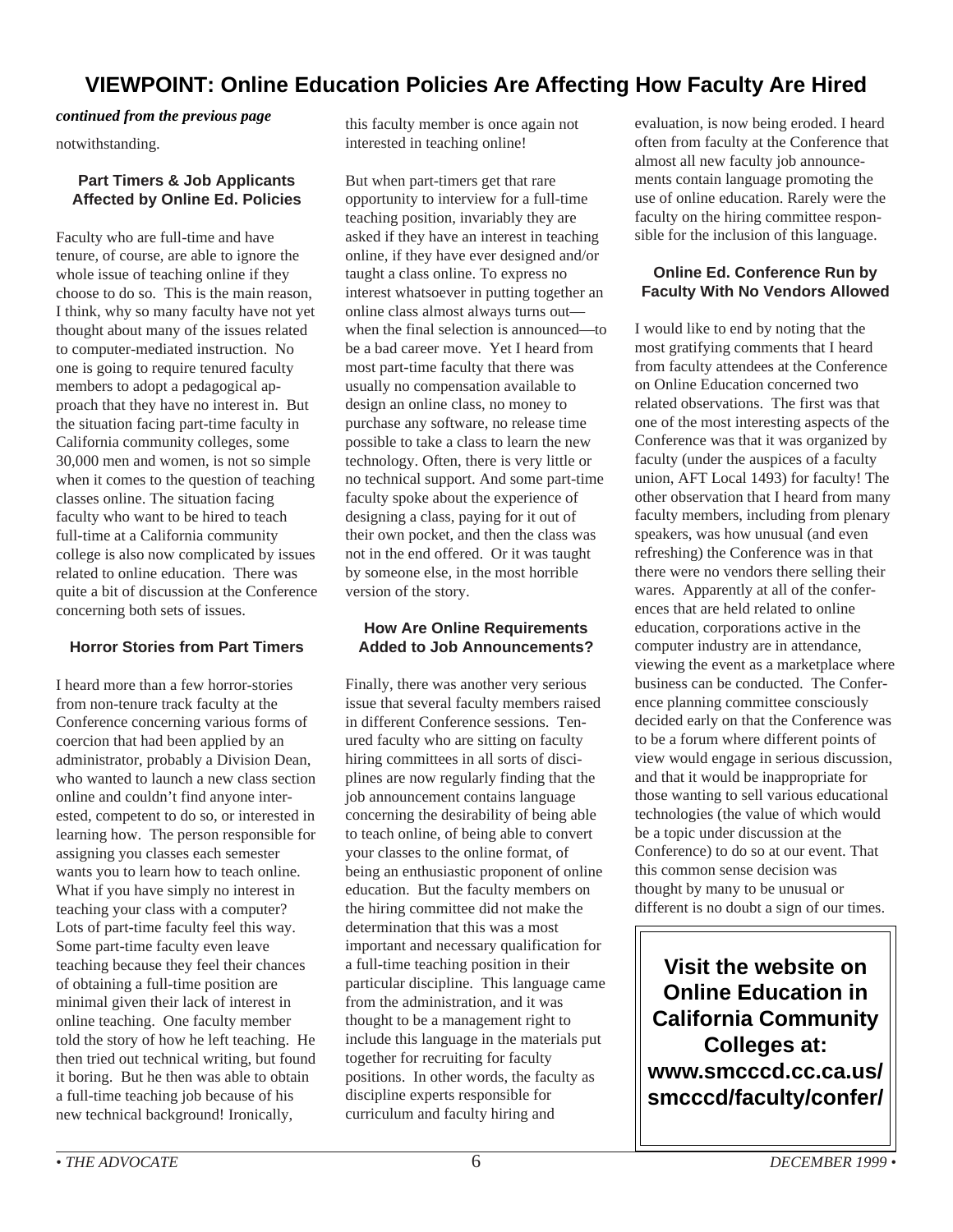# VIEWPOINT: Online Education Policies Are Affecting How Faculty Are Hired

***continued from the previous page***

notwithstanding.

### Part Timers & Job Applicants Affected by Online Ed. Policies

Faculty who are full-time and have tenure, of course, are able to ignore the whole issue of teaching online if they choose to do so. This is the main reason, I think, why so many faculty have not yet thought about many of the issues related to computer-mediated instruction. No one is going to require tenured faculty members to adopt a pedagogical approach that they have no interest in. But the situation facing part-time faculty in California community colleges, some 30,000 men and women, is not so simple when it comes to the question of teaching classes online. The situation facing faculty who want to be hired to teach full-time at a California community college is also now complicated by issues related to online education. There was quite a bit of discussion at the Conference concerning both sets of issues.

### Horror Stories from Part Timers

I heard more than a few horror-stories from non-tenure track faculty at the Conference concerning various forms of coercion that had been applied by an administrator, probably a Division Dean, who wanted to launch a new class section online and couldn't find anyone interested, competent to do so, or interested in learning how. The person responsible for assigning you classes each semester wants you to learn how to teach online. What if you have simply no interest in teaching your class with a computer? Lots of part-time faculty feel this way. Some part-time faculty even leave teaching because they feel their chances of obtaining a full-time position are minimal given their lack of interest in online teaching. One faculty member told the story of how he left teaching. He then tried out technical writing, but found it boring. But he then was able to obtain a full-time teaching job because of his new technical background! Ironically, this faculty member is once again not interested in teaching online!

But when part-timers get that rare opportunity to interview for a full-time teaching position, invariably they are asked if they have an interest in teaching online, if they have ever designed and/or taught a class online. To express no interest whatsoever in putting together an online class almost always turns out—when the final selection is announced—to be a bad career move. Yet I heard from most part-time faculty that there was usually no compensation available to design an online class, no money to purchase any software, no release time possible to take a class to learn the new technology. Often, there is very little or no technical support. And some part-time faculty spoke about the experience of designing a class, paying for it out of their own pocket, and then the class was not in the end offered. Or it was taught by someone else, in the most horrible version of the story.

### How Are Online Requirements Added to Job Announcements?

Finally, there was another very serious issue that several faculty members raised in different Conference sessions. Tenured faculty who are sitting on faculty hiring committees in all sorts of disciplines are now regularly finding that the job announcement contains language concerning the desirability of being able to teach online, of being able to convert your classes to the online format, of being an enthusiastic proponent of online education. But the faculty members on the hiring committee did not make the determination that this was a most important and necessary qualification for a full-time teaching position in their particular discipline. This language came from the administration, and it was thought to be a management right to include this language in the materials put together for recruiting for faculty positions. In other words, the faculty as discipline experts responsible for curriculum and faculty hiring and evaluation, is now being eroded. I heard often from faculty at the Conference that almost all new faculty job announcements contain language promoting the use of online education. Rarely were the faculty on the hiring committee responsible for the inclusion of this language.

### Online Ed. Conference Run by Faculty With No Vendors Allowed

I would like to end by noting that the most gratifying comments that I heard from faculty attendees at the Conference on Online Education concerned two related observations. The first was that one of the most interesting aspects of the Conference was that it was organized by faculty (under the auspices of a faculty union, AFT Local 1493) for faculty! The other observation that I heard from many faculty members, including from plenary speakers, was how unusual (and even refreshing) the Conference was in that there were no vendors there selling their wares. Apparently at all of the conferences that are held related to online education, corporations active in the computer industry are in attendance, viewing the event as a marketplace where business can be conducted. The Conference planning committee consciously decided early on that the Conference was to be a forum where different points of view would engage in serious discussion, and that it would be inappropriate for those wanting to sell various educational technologies (the value of which would be a topic under discussion at the Conference) to do so at our event. That this common sense decision was thought by many to be unusual or different is no doubt a sign of our times.

**Visit the website on Online Education in California Community Colleges at: www.smcccd.cc.ca.us/smcccd/faculty/confer/**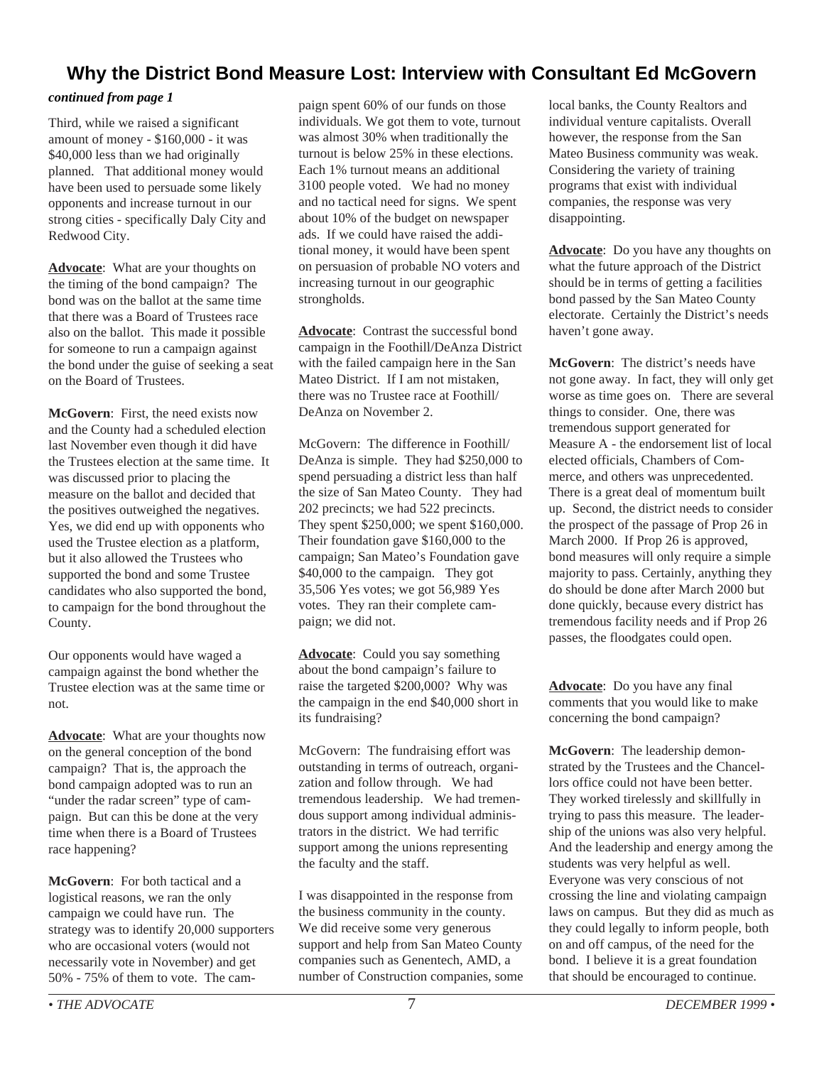# Why the District Bond Measure Lost: Interview with Consultant Ed McGovern

***continued from page 1***

Third, while we raised a significant amount of money - $160,000 - it was $40,000 less than we had originally planned. That additional money would have been used to persuade some likely opponents and increase turnout in our strong cities - specifically Daly City and Redwood City.

**Advocate**: What are your thoughts on the timing of the bond campaign? The bond was on the ballot at the same time that there was a Board of Trustees race also on the ballot. This made it possible for someone to run a campaign against the bond under the guise of seeking a seat on the Board of Trustees.

**McGovern**: First, the need exists now and the County had a scheduled election last November even though it did have the Trustees election at the same time. It was discussed prior to placing the measure on the ballot and decided that the positives outweighed the negatives. Yes, we did end up with opponents who used the Trustee election as a platform, but it also allowed the Trustees who supported the bond and some Trustee candidates who also supported the bond, to campaign for the bond throughout the County.

Our opponents would have waged a campaign against the bond whether the Trustee election was at the same time or not.

**Advocate**: What are your thoughts now on the general conception of the bond campaign? That is, the approach the bond campaign adopted was to run an "under the radar screen" type of campaign. But can this be done at the very time when there is a Board of Trustees race happening?

**McGovern**: For both tactical and a logistical reasons, we ran the only campaign we could have run. The strategy was to identify 20,000 supporters who are occasional voters (would not necessarily vote in November) and get 50% - 75% of them to vote. The campaign spent 60% of our funds on those individuals. We got them to vote, turnout was almost 30% when traditionally the turnout is below 25% in these elections. Each 1% turnout means an additional 3100 people voted. We had no money and no tactical need for signs. We spent about 10% of the budget on newspaper ads. If we could have raised the additional money, it would have been spent on persuasion of probable NO voters and increasing turnout in our geographic strongholds.

**Advocate**: Contrast the successful bond campaign in the Foothill/DeAnza District with the failed campaign here in the San Mateo District. If I am not mistaken, there was no Trustee race at Foothill/DeAnza on November 2.

McGovern: The difference in Foothill/DeAnza is simple. They had $250,000 to spend persuading a district less than half the size of San Mateo County. They had 202 precincts; we had 522 precincts. They spent $250,000; we spent $160,000. Their foundation gave $160,000 to the campaign; San Mateo's Foundation gave $40,000 to the campaign. They got 35,506 Yes votes; we got 56,989 Yes votes. They ran their complete campaign; we did not.

**Advocate**: Could you say something about the bond campaign's failure to raise the targeted $200,000? Why was the campaign in the end $40,000 short in its fundraising?

McGovern: The fundraising effort was outstanding in terms of outreach, organization and follow through. We had tremendous leadership. We had tremendous support among individual administrators in the district. We had terrific support among the unions representing the faculty and the staff.

I was disappointed in the response from the business community in the county. We did receive some very generous support and help from San Mateo County companies such as Genentech, AMD, a number of Construction companies, some local banks, the County Realtors and individual venture capitalists. Overall however, the response from the San Mateo Business community was weak. Considering the variety of training programs that exist with individual companies, the response was very disappointing.

**Advocate**: Do you have any thoughts on what the future approach of the District should be in terms of getting a facilities bond passed by the San Mateo County electorate. Certainly the District's needs haven't gone away.

**McGovern**: The district's needs have not gone away. In fact, they will only get worse as time goes on. There are several things to consider. One, there was tremendous support generated for Measure A - the endorsement list of local elected officials, Chambers of Commerce, and others was unprecedented. There is a great deal of momentum built up. Second, the district needs to consider the prospect of the passage of Prop 26 in March 2000. If Prop 26 is approved, bond measures will only require a simple majority to pass. Certainly, anything they do should be done after March 2000 but done quickly, because every district has tremendous facility needs and if Prop 26 passes, the floodgates could open.

**Advocate**: Do you have any final comments that you would like to make concerning the bond campaign?

**McGovern**: The leadership demonstrated by the Trustees and the Chancellors office could not have been better. They worked tirelessly and skillfully in trying to pass this measure. The leadership of the unions was also very helpful. And the leadership and energy among the students was very helpful as well. Everyone was very conscious of not crossing the line and violating campaign laws on campus. But they did as much as they could legally to inform people, both on and off campus, of the need for the bond. I believe it is a great foundation that should be encouraged to continue.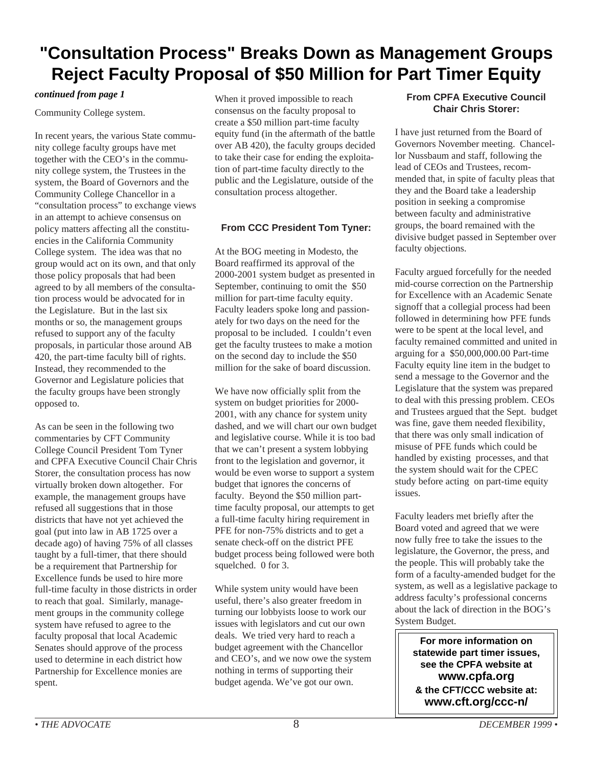# "Consultation Process" Breaks Down as Management Groups Reject Faculty Proposal of $50 Million for Part Timer Equity

***continued from page 1***

Community College system.

In recent years, the various State community college faculty groups have met together with the CEO's in the community college system, the Trustees in the system, the Board of Governors and the Community College Chancellor in a "consultation process" to exchange views in an attempt to achieve consensus on policy matters affecting all the constituencies in the California Community College system. The idea was that no group would act on its own, and that only those policy proposals that had been agreed to by all members of the consultation process would be advocated for in the Legislature. But in the last six months or so, the management groups refused to support any of the faculty proposals, in particular those around AB 420, the part-time faculty bill of rights. Instead, they recommended to the Governor and Legislature policies that the faculty groups have been strongly opposed to.

As can be seen in the following two commentaries by CFT Community College Council President Tom Tyner and CPFA Executive Council Chair Chris Storer, the consultation process has now virtually broken down altogether. For example, the management groups have refused all suggestions that in those districts that have not yet achieved the goal (put into law in AB 1725 over a decade ago) of having 75% of all classes taught by a full-timer, that there should be a requirement that Partnership for Excellence funds be used to hire more full-time faculty in those districts in order to reach that goal. Similarly, management groups in the community college system have refused to agree to the faculty proposal that local Academic Senates should approve of the process used to determine in each district how Partnership for Excellence monies are spent.

When it proved impossible to reach consensus on the faculty proposal to create a $50 million part-time faculty equity fund (in the aftermath of the battle over AB 420), the faculty groups decided to take their case for ending the exploitation of part-time faculty directly to the public and the Legislature, outside of the consultation process altogether.

### From CCC President Tom Tyner:

At the BOG meeting in Modesto, the Board reaffirmed its approval of the 2000-2001 system budget as presented in September, continuing to omit the $50 million for part-time faculty equity. Faculty leaders spoke long and passionately for two days on the need for the proposal to be included. I couldn't even get the faculty trustees to make a motion on the second day to include the $50 million for the sake of board discussion.

We have now officially split from the system on budget priorities for 2000-2001, with any chance for system unity dashed, and we will chart our own budget and legislative course. While it is too bad that we can't present a system lobbying front to the legislation and governor, it would be even worse to support a system budget that ignores the concerns of faculty. Beyond the $50 million part-time faculty proposal, our attempts to get a full-time faculty hiring requirement in PFE for non-75% districts and to get a senate check-off on the district PFE budget process being followed were both squelched. 0 for 3.

While system unity would have been useful, there's also greater freedom in turning our lobbyists loose to work our issues with legislators and cut our own deals. We tried very hard to reach a budget agreement with the Chancellor and CEO's, and we now owe the system nothing in terms of supporting their budget agenda. We've got our own.

### From CPFA Executive Council Chair Chris Storer:

I have just returned from the Board of Governors November meeting. Chancellor Nussbaum and staff, following the lead of CEOs and Trustees, recommended that, in spite of faculty pleas that they and the Board take a leadership position in seeking a compromise between faculty and administrative groups, the board remained with the divisive budget passed in September over faculty objections.

Faculty argued forcefully for the needed mid-course correction on the Partnership for Excellence with an Academic Senate signoff that a collegial process had been followed in determining how PFE funds were to be spent at the local level, and faculty remained committed and united in arguing for a $50,000,000.00 Part-time Faculty equity line item in the budget to send a message to the Governor and the Legislature that the system was prepared to deal with this pressing problem. CEOs and Trustees argued that the Sept. budget was fine, gave them needed flexibility, that there was only small indication of misuse of PFE funds which could be handled by existing processes, and that the system should wait for the CPEC study before acting on part-time equity issues.

Faculty leaders met briefly after the Board voted and agreed that we were now fully free to take the issues to the legislature, the Governor, the press, and the people. This will probably take the form of a faculty-amended budget for the system, as well as a legislative package to address faculty's professional concerns about the lack of direction in the BOG's System Budget.

**For more information on statewide part timer issues, see the CPFA website at www.cpfa.org & the CFT/CCC website at: www.cft.org/ccc-n/**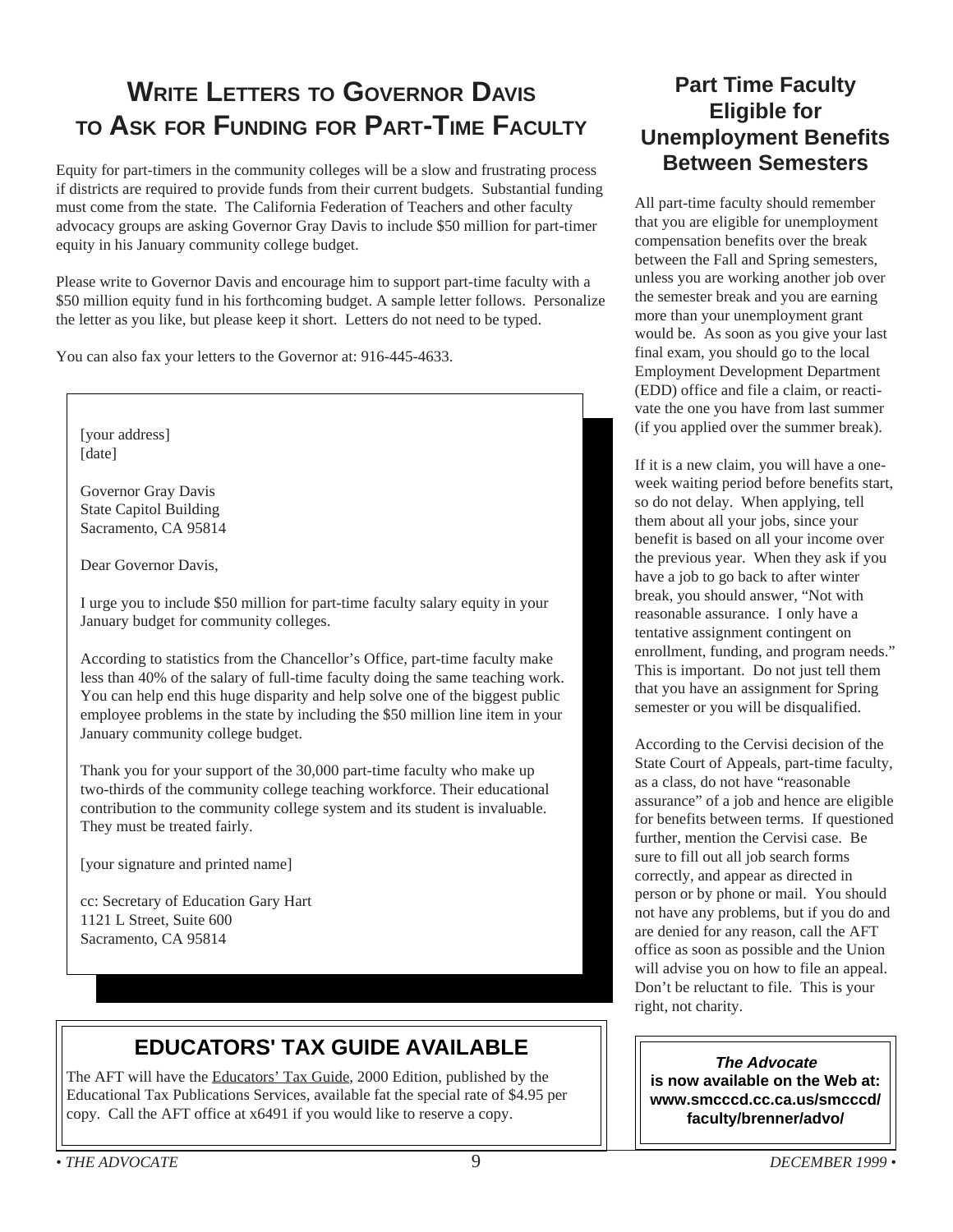# WRITE LETTERS TO GOVERNOR DAVIS TO ASK FOR FUNDING FOR PART-TIME FACULTY

Equity for part-timers in the community colleges will be a slow and frustrating process if districts are required to provide funds from their current budgets. Substantial funding must come from the state. The California Federation of Teachers and other faculty advocacy groups are asking Governor Gray Davis to include $50 million for part-timer equity in his January community college budget.

Please write to Governor Davis and encourage him to support part-time faculty with a $50 million equity fund in his forthcoming budget. A sample letter follows. Personalize the letter as you like, but please keep it short. Letters do not need to be typed.

You can also fax your letters to the Governor at: 916-445-4633.

> [your address]
> [date]
>
> Governor Gray Davis
> State Capitol Building
> Sacramento, CA 95814
>
> Dear Governor Davis,
>
> I urge you to include $50 million for part-time faculty salary equity in your January budget for community colleges.
>
> According to statistics from the Chancellor's Office, part-time faculty make less than 40% of the salary of full-time faculty doing the same teaching work. You can help end this huge disparity and help solve one of the biggest public employee problems in the state by including the $50 million line item in your January community college budget.
>
> Thank you for your support of the 30,000 part-time faculty who make up two-thirds of the community college teaching workforce. Their educational contribution to the community college system and its student is invaluable. They must be treated fairly.
>
> [your signature and printed name]
>
> cc: Secretary of Education Gary Hart
> 1121 L Street, Suite 600
> Sacramento, CA 95814

## EDUCATORS' TAX GUIDE AVAILABLE

The AFT will have the Educators' Tax Guide, 2000 Edition, published by the Educational Tax Publications Services, available fat the special rate of $4.95 per copy. Call the AFT office at x6491 if you would like to reserve a copy.

## Part Time Faculty Eligible for Unemployment Benefits Between Semesters

All part-time faculty should remember that you are eligible for unemployment compensation benefits over the break between the Fall and Spring semesters, unless you are working another job over the semester break and you are earning more than your unemployment grant would be. As soon as you give your last final exam, you should go to the local Employment Development Department (EDD) office and file a claim, or reactivate the one you have from last summer (if you applied over the summer break).

If it is a new claim, you will have a one-week waiting period before benefits start, so do not delay. When applying, tell them about all your jobs, since your benefit is based on all your income over the previous year. When they ask if you have a job to go back to after winter break, you should answer, "Not with reasonable assurance. I only have a tentative assignment contingent on enrollment, funding, and program needs." This is important. Do not just tell them that you have an assignment for Spring semester or you will be disqualified.

According to the Cervisi decision of the State Court of Appeals, part-time faculty, as a class, do not have "reasonable assurance" of a job and hence are eligible for benefits between terms. If questioned further, mention the Cervisi case. Be sure to fill out all job search forms correctly, and appear as directed in person or by phone or mail. You should not have any problems, but if you do and are denied for any reason, call the AFT office as soon as possible and the Union will advise you on how to file an appeal. Don't be reluctant to file. This is your right, not charity.

***The Advocate*** **is now available on the Web at: www.smcccd.cc.ca.us/smcccd/faculty/brenner/advo/**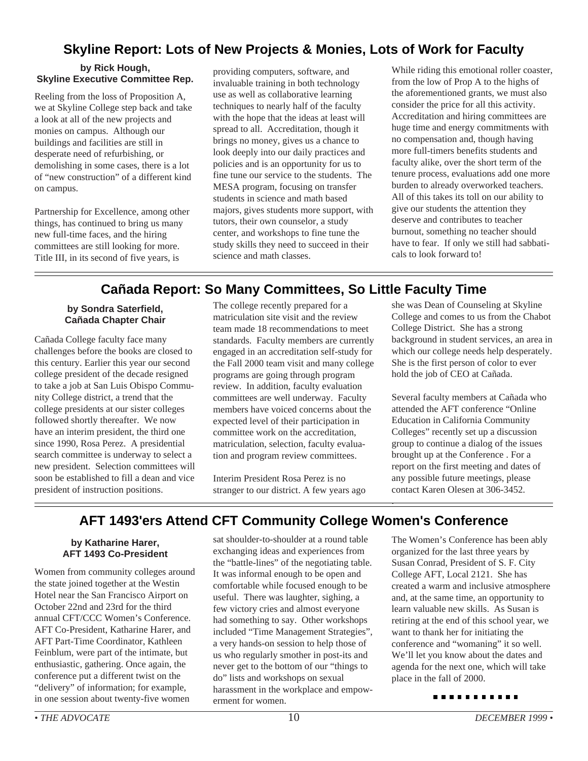## Skyline Report: Lots of New Projects & Monies, Lots of Work for Faculty

**by Rick Hough, Skyline Executive Committee Rep.**

Reeling from the loss of Proposition A, we at Skyline College step back and take a look at all of the new projects and monies on campus. Although our buildings and facilities are still in desperate need of refurbishing, or demolishing in some cases, there is a lot of "new construction" of a different kind on campus.

Partnership for Excellence, among other things, has continued to bring us many new full-time faces, and the hiring committees are still looking for more. Title III, in its second of five years, is providing computers, software, and invaluable training in both technology use as well as collaborative learning techniques to nearly half of the faculty with the hope that the ideas at least will spread to all. Accreditation, though it brings no money, gives us a chance to look deeply into our daily practices and policies and is an opportunity for us to fine tune our service to the students. The MESA program, focusing on transfer students in science and math based majors, gives students more support, with tutors, their own counselor, a study center, and workshops to fine tune the study skills they need to succeed in their science and math classes.

While riding this emotional roller coaster, from the low of Prop A to the highs of the aforementioned grants, we must also consider the price for all this activity. Accreditation and hiring committees are huge time and energy commitments with no compensation and, though having more full-timers benefits students and faculty alike, over the short term of the tenure process, evaluations add one more burden to already overworked teachers. All of this takes its toll on our ability to give our students the attention they deserve and contributes to teacher burnout, something no teacher should have to fear. If only we still had sabbaticals to look forward to!

## Cañada Report: So Many Committees, So Little Faculty Time

**by Sondra Saterfield, Cañada Chapter Chair**

Cañada College faculty face many challenges before the books are closed to this century. Earlier this year our second college president of the decade resigned to take a job at San Luis Obispo Community College district, a trend that the college presidents at our sister colleges followed shortly thereafter. We now have an interim president, the third one since 1990, Rosa Perez. A presidential search committee is underway to select a new president. Selection committees will soon be established to fill a dean and vice president of instruction positions.

The college recently prepared for a matriculation site visit and the review team made 18 recommendations to meet standards. Faculty members are currently engaged in an accreditation self-study for the Fall 2000 team visit and many college programs are going through program review. In addition, faculty evaluation committees are well underway. Faculty members have voiced concerns about the expected level of their participation in committee work on the accreditation, matriculation, selection, faculty evaluation and program review committees.

Interim President Rosa Perez is no stranger to our district. A few years ago she was Dean of Counseling at Skyline College and comes to us from the Chabot College District. She has a strong background in student services, an area in which our college needs help desperately. She is the first person of color to ever hold the job of CEO at Cañada.

Several faculty members at Cañada who attended the AFT conference "Online Education in California Community Colleges" recently set up a discussion group to continue a dialog of the issues brought up at the Conference . For a report on the first meeting and dates of any possible future meetings, please contact Karen Olesen at 306-3452.

## AFT 1493'ers Attend CFT Community College Women's Conference

**by Katharine Harer, AFT 1493 Co-President**

Women from community colleges around the state joined together at the Westin Hotel near the San Francisco Airport on October 22nd and 23rd for the third annual CFT/CCC Women's Conference. AFT Co-President, Katharine Harer, and AFT Part-Time Coordinator, Kathleen Feinblum, were part of the intimate, but enthusiastic, gathering. Once again, the conference put a different twist on the "delivery" of information; for example, in one session about twenty-five women sat shoulder-to-shoulder at a round table exchanging ideas and experiences from the "battle-lines" of the negotiating table. It was informal enough to be open and comfortable while focused enough to be useful. There was laughter, sighing, a few victory cries and almost everyone had something to say. Other workshops included "Time Management Strategies", a very hands-on session to help those of us who regularly smother in post-its and never get to the bottom of our "things to do" lists and workshops on sexual harassment in the workplace and empowerment for women.

The Women's Conference has been ably organized for the last three years by Susan Conrad, President of S. F. City College AFT, Local 2121. She has created a warm and inclusive atmosphere and, at the same time, an opportunity to learn valuable new skills. As Susan is retiring at the end of this school year, we want to thank her for initiating the conference and "womaning" it so well. We'll let you know about the dates and agenda for the next one, which will take place in the fall of 2000.